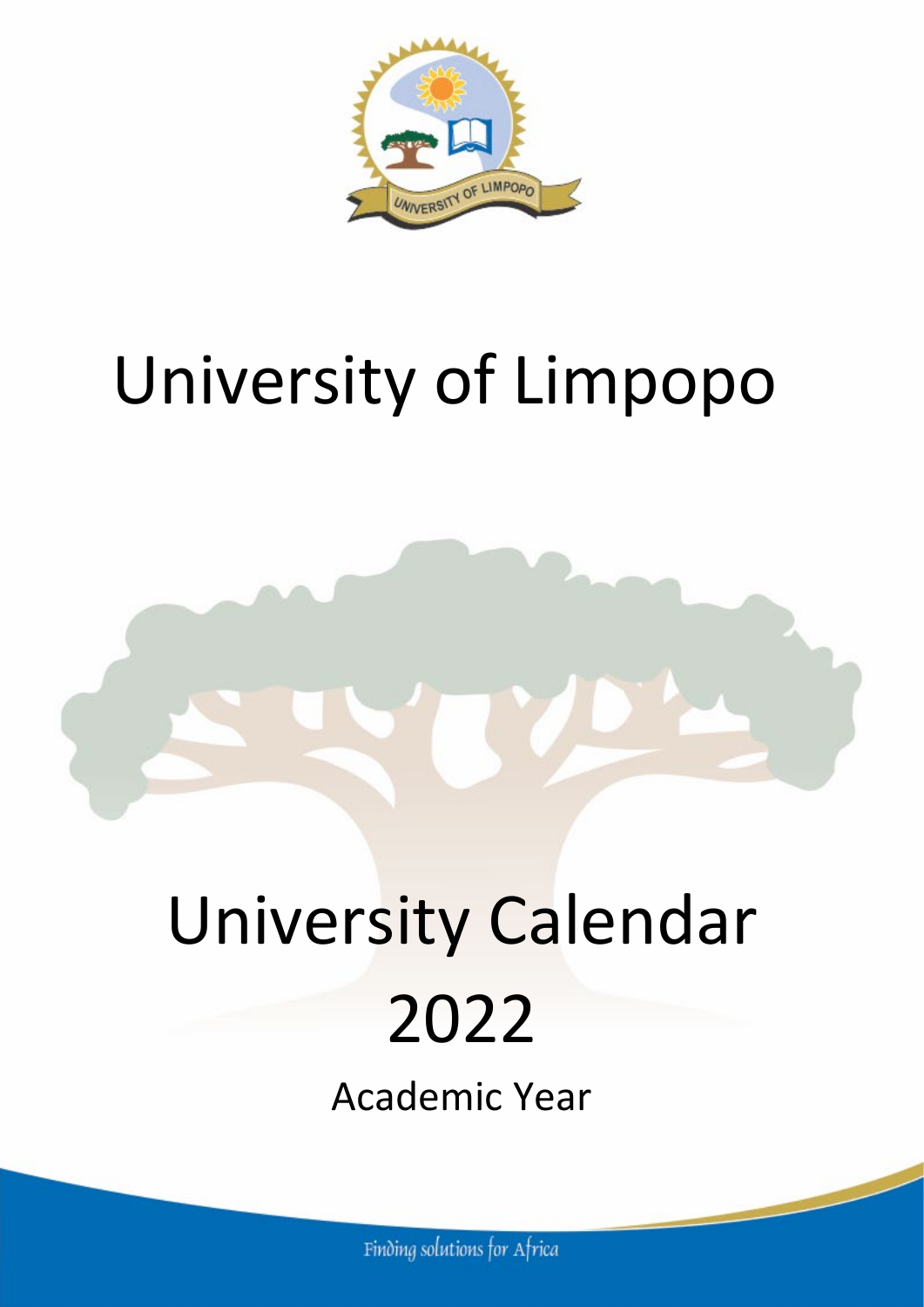# University of Limpopo

# University Calendar 2022

## Academic Year

Finding solutions for Africa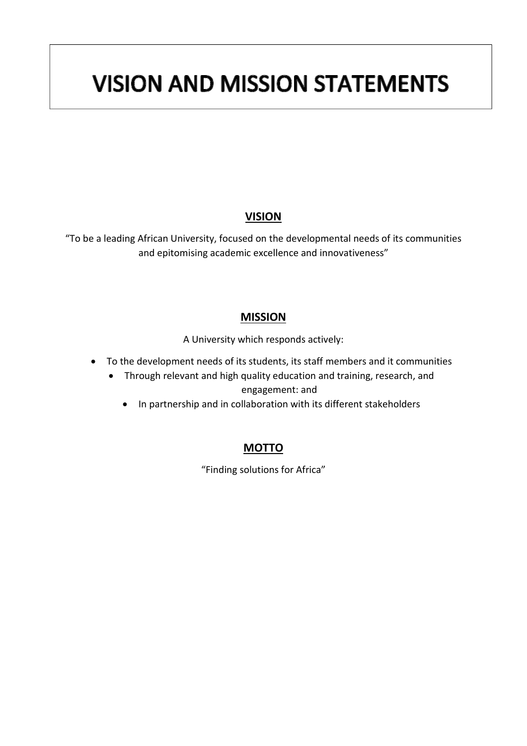# VISION AND MISSION STATEMENTS

## VISION

"To be a leading African University, focused on the developmental needs of its communities and epitomising academic excellence and innovativeness"

## MISSION

A University which responds actively:

- To the development needs of its students, its staff members and it communities
- Through relevant and high quality education and training, research, and engagement: and
- In partnership and in collaboration with its different stakeholders

## MOTTO

"Finding solutions for Africa"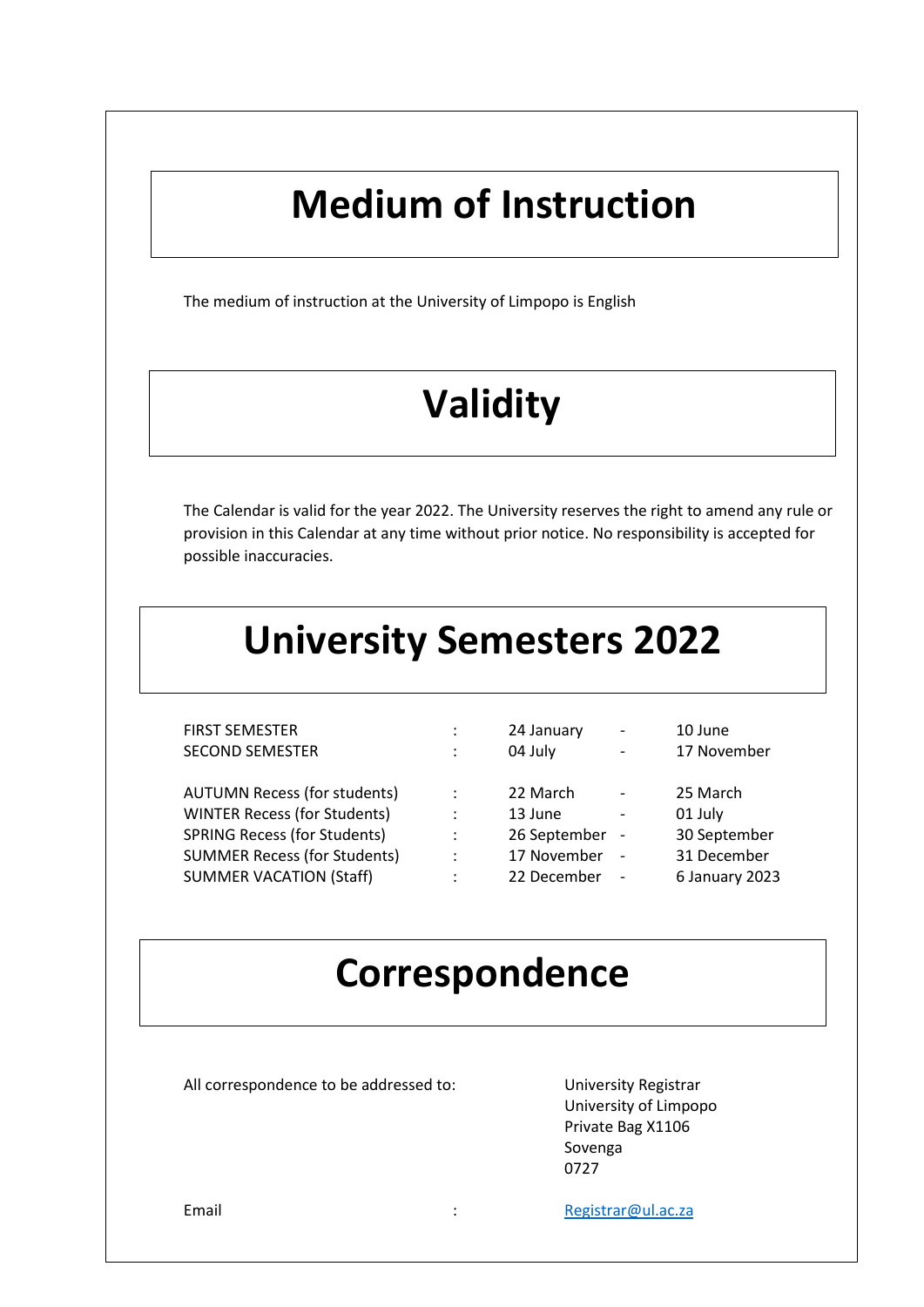# Medium of Instruction

The medium of instruction at the University of Limpopo is English

# Validity

The Calendar is valid for the year 2022. The University reserves the right to amend any rule or provision in this Calendar at any time without prior notice. No responsibility is accepted for possible inaccuracies.

# University Semesters 2022

| | | | | |
|---|---|---|---|---|
| FIRST SEMESTER | : | 24 January | - | 10 June |
| SECOND SEMESTER | : | 04 July | - | 17 November |
| | | | | |
| AUTUMN Recess (for students) | : | 22 March | - | 25 March |
| WINTER Recess (for Students) | : | 13 June | - | 01 July |
| SPRING Recess (for Students) | : | 26 September | - | 30 September |
| SUMMER Recess (for Students) | : | 17 November | - | 31 December |
| SUMMER VACATION (Staff) | : | 22 December | - | 6 January 2023 |

# Correspondence

All correspondence to be addressed to:

University Registrar
University of Limpopo
Private Bag X1106
Sovenga
0727

Email : Registrar@ul.ac.za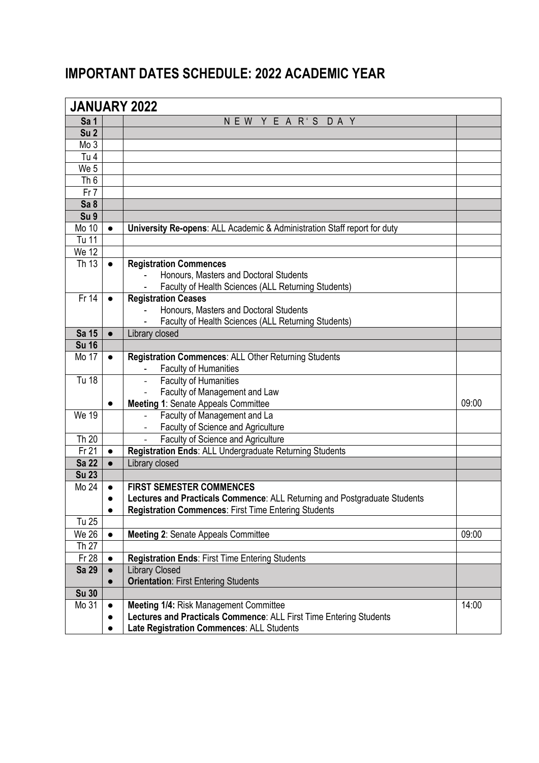# IMPORTANT DATES SCHEDULE: 2022 ACADEMIC YEAR

| JANUARY 2022 | | | |
|---|---|---|---|
| **Sa 1** | | N E W Y E A R ' S D A Y | |
| **Su 2** | | | |
| Mo 3 | | | |
| Tu 4 | | | |
| We 5 | | | |
| Th 6 | | | |
| Fr 7 | | | |
| **Sa 8** | | | |
| **Su 9** | | | |
| Mo 10 | ● | **University Re-opens**: ALL Academic & Administration Staff report for duty | |
| Tu 11 | | | |
| We 12 | | | |
| Th 13 | ● | **Registration Commences**<br>- Honours, Masters and Doctoral Students<br>- Faculty of Health Sciences (ALL Returning Students) | |
| Fr 14 | ● | **Registration Ceases**<br>- Honours, Masters and Doctoral Students<br>- Faculty of Health Sciences (ALL Returning Students) | |
| **Sa 15** | ● | Library closed | |
| **Su 16** | | | |
| Mo 17 | ● | **Registration Commences**: ALL Other Returning Students<br>- Faculty of Humanities | |
| Tu 18 | <br><br>● | - Faculty of Humanities<br>- Faculty of Management and Law<br>**Meeting 1**: Senate Appeals Committee | 09:00 |
| We 19 | | - Faculty of Management and La<br>- Faculty of Science and Agriculture | |
| Th 20 | | - Faculty of Science and Agriculture | |
| Fr 21 | ● | **Registration Ends**: ALL Undergraduate Returning Students | |
| **Sa 22** | ● | Library closed | |
| **Su 23** | | | |
| Mo 24 | ●<br>●<br>● | **FIRST SEMESTER COMMENCES**<br>**Lectures and Practicals Commence**: ALL Returning and Postgraduate Students<br>**Registration Commences**: First Time Entering Students | |
| Tu 25 | | | |
| We 26 | ● | **Meeting 2**: Senate Appeals Committee | 09:00 |
| Th 27 | | | |
| Fr 28 | ● | **Registration Ends**: First Time Entering Students | |
| **Sa 29** | ●<br>● | Library Closed<br>**Orientation**: First Entering Students | |
| **Su 30** | | | |
| Mo 31 | ●<br>●<br>● | **Meeting 1/4:** Risk Management Committee<br>**Lectures and Practicals Commence**: ALL First Time Entering Students<br>**Late Registration Commences**: ALL Students | 14:00 |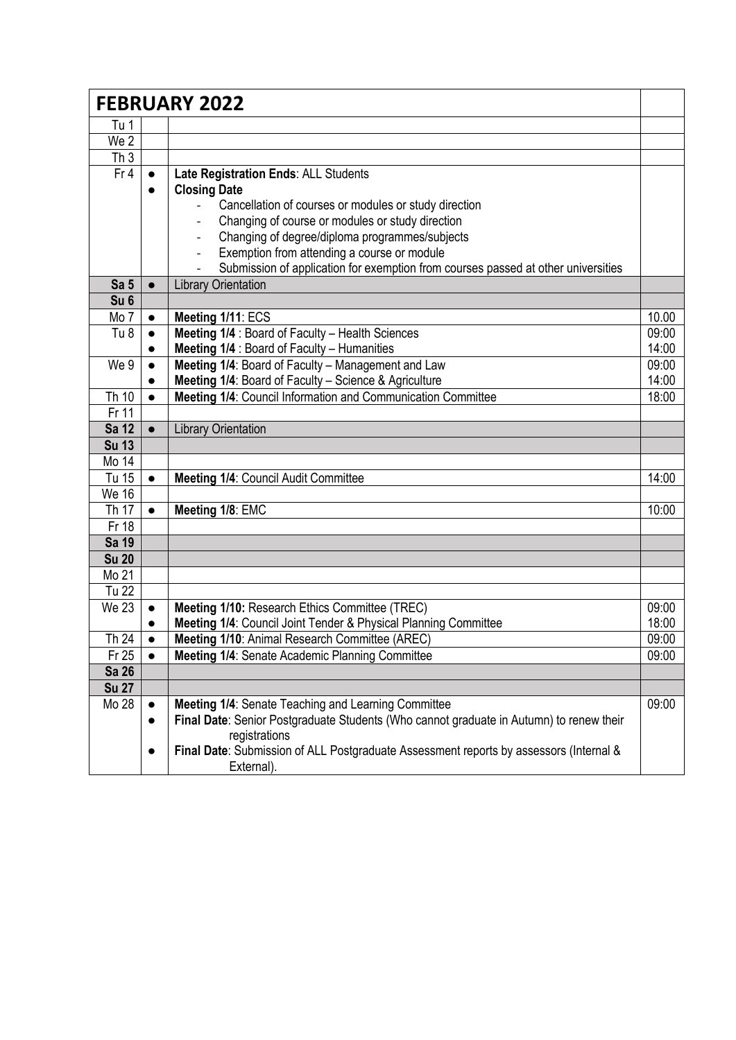| FEBRUARY 2022 | | | |
|---|---|---|---|
| Tu 1 | | | |
| We 2 | | | |
| Th 3 | | | |
| Fr 4 | ● | **Late Registration Ends**: ALL Students | |
| | ● | **Closing Date**<br>- Cancellation of courses or modules or study direction<br>- Changing of course or modules or study direction<br>- Changing of degree/diploma programmes/subjects<br>- Exemption from attending a course or module<br>- Submission of application for exemption from courses passed at other universities | |
| **Sa 5** | ● | Library Orientation | |
| **Su 6** | | | |
| Mo 7 | ● | **Meeting 1/11**: ECS | 10.00 |
| Tu 8 | ● | **Meeting 1/4** : Board of Faculty – Health Sciences | 09:00 |
| | ● | **Meeting 1/4** : Board of Faculty – Humanities | 14:00 |
| We 9 | ● | **Meeting 1/4**: Board of Faculty – Management and Law | 09:00 |
| | ● | **Meeting 1/4**: Board of Faculty – Science & Agriculture | 14:00 |
| Th 10 | ● | **Meeting 1/4**: Council Information and Communication Committee | 18:00 |
| Fr 11 | | | |
| **Sa 12** | ● | Library Orientation | |
| **Su 13** | | | |
| Mo 14 | | | |
| Tu 15 | ● | **Meeting 1/4**: Council Audit Committee | 14:00 |
| We 16 | | | |
| Th 17 | ● | **Meeting 1/8**: EMC | 10:00 |
| Fr 18 | | | |
| **Sa 19** | | | |
| **Su 20** | | | |
| Mo 21 | | | |
| Tu 22 | | | |
| We 23 | ● | **Meeting 1/10:** Research Ethics Committee (TREC) | 09:00 |
| | ● | **Meeting 1/4**: Council Joint Tender & Physical Planning Committee | 18:00 |
| Th 24 | ● | **Meeting 1/10**: Animal Research Committee (AREC) | 09:00 |
| Fr 25 | ● | **Meeting 1/4**: Senate Academic Planning Committee | 09:00 |
| **Sa 26** | | | |
| **Su 27** | | | |
| Mo 28 | ● | **Meeting 1/4**: Senate Teaching and Learning Committee | 09:00 |
| | ● | **Final Date**: Senior Postgraduate Students (Who cannot graduate in Autumn) to renew their registrations | |
| | ● | **Final Date**: Submission of ALL Postgraduate Assessment reports by assessors (Internal & External). | |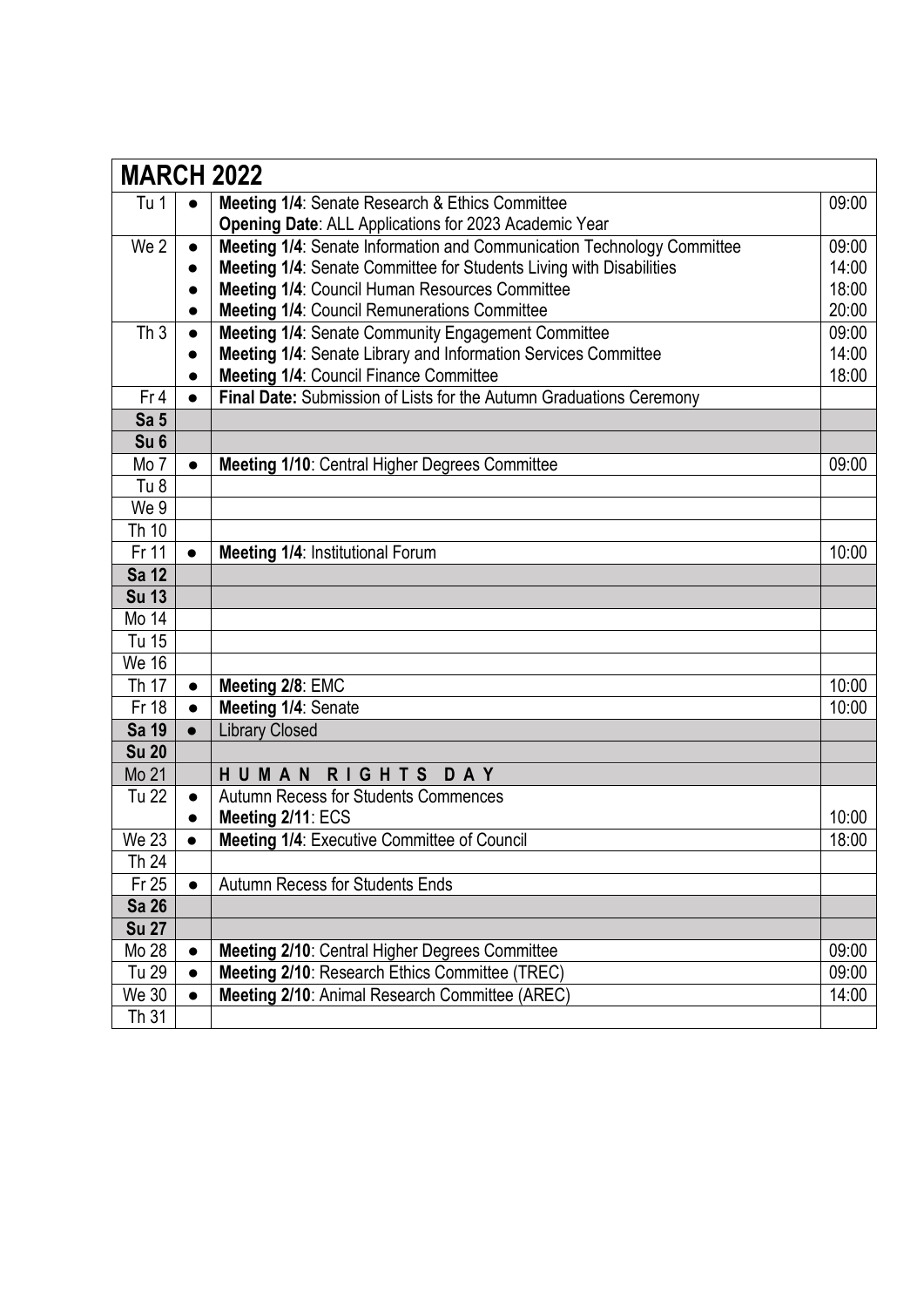## MARCH 2022

| Day | | Event | Time |
|---|---|---|---|
| Tu 1 | ● | **Meeting 1/4**: Senate Research & Ethics Committee | 09:00 |
| | | **Opening Date**: ALL Applications for 2023 Academic Year | |
| We 2 | ● | **Meeting 1/4**: Senate Information and Communication Technology Committee | 09:00 |
| | ● | **Meeting 1/4**: Senate Committee for Students Living with Disabilities | 14:00 |
| | ● | **Meeting 1/4**: Council Human Resources Committee | 18:00 |
| | ● | **Meeting 1/4**: Council Remunerations Committee | 20:00 |
| Th 3 | ● | **Meeting 1/4**: Senate Community Engagement Committee | 09:00 |
| | ● | **Meeting 1/4**: Senate Library and Information Services Committee | 14:00 |
| | ● | **Meeting 1/4**: Council Finance Committee | 18:00 |
| Fr 4 | ● | **Final Date:** Submission of Lists for the Autumn Graduations Ceremony | |
| **Sa 5** | | | |
| **Su 6** | | | |
| Mo 7 | ● | **Meeting 1/10**: Central Higher Degrees Committee | 09:00 |
| Tu 8 | | | |
| We 9 | | | |
| Th 10 | | | |
| Fr 11 | ● | **Meeting 1/4**: Institutional Forum | 10:00 |
| **Sa 12** | | | |
| **Su 13** | | | |
| Mo 14 | | | |
| Tu 15 | | | |
| We 16 | | | |
| Th 17 | ● | **Meeting 2/8**: EMC | 10:00 |
| Fr 18 | ● | **Meeting 1/4**: Senate | 10:00 |
| **Sa 19** | ● | Library Closed | |
| **Su 20** | | | |
| Mo 21 | | **HUMAN RIGHTS DAY** | |
| Tu 22 | ● | Autumn Recess for Students Commences | |
| | ● | **Meeting 2/11**: ECS | 10:00 |
| We 23 | ● | **Meeting 1/4**: Executive Committee of Council | 18:00 |
| Th 24 | | | |
| Fr 25 | ● | Autumn Recess for Students Ends | |
| **Sa 26** | | | |
| **Su 27** | | | |
| Mo 28 | ● | **Meeting 2/10**: Central Higher Degrees Committee | 09:00 |
| Tu 29 | ● | **Meeting 2/10**: Research Ethics Committee (TREC) | 09:00 |
| We 30 | ● | **Meeting 2/10**: Animal Research Committee (AREC) | 14:00 |
| Th 31 | | | |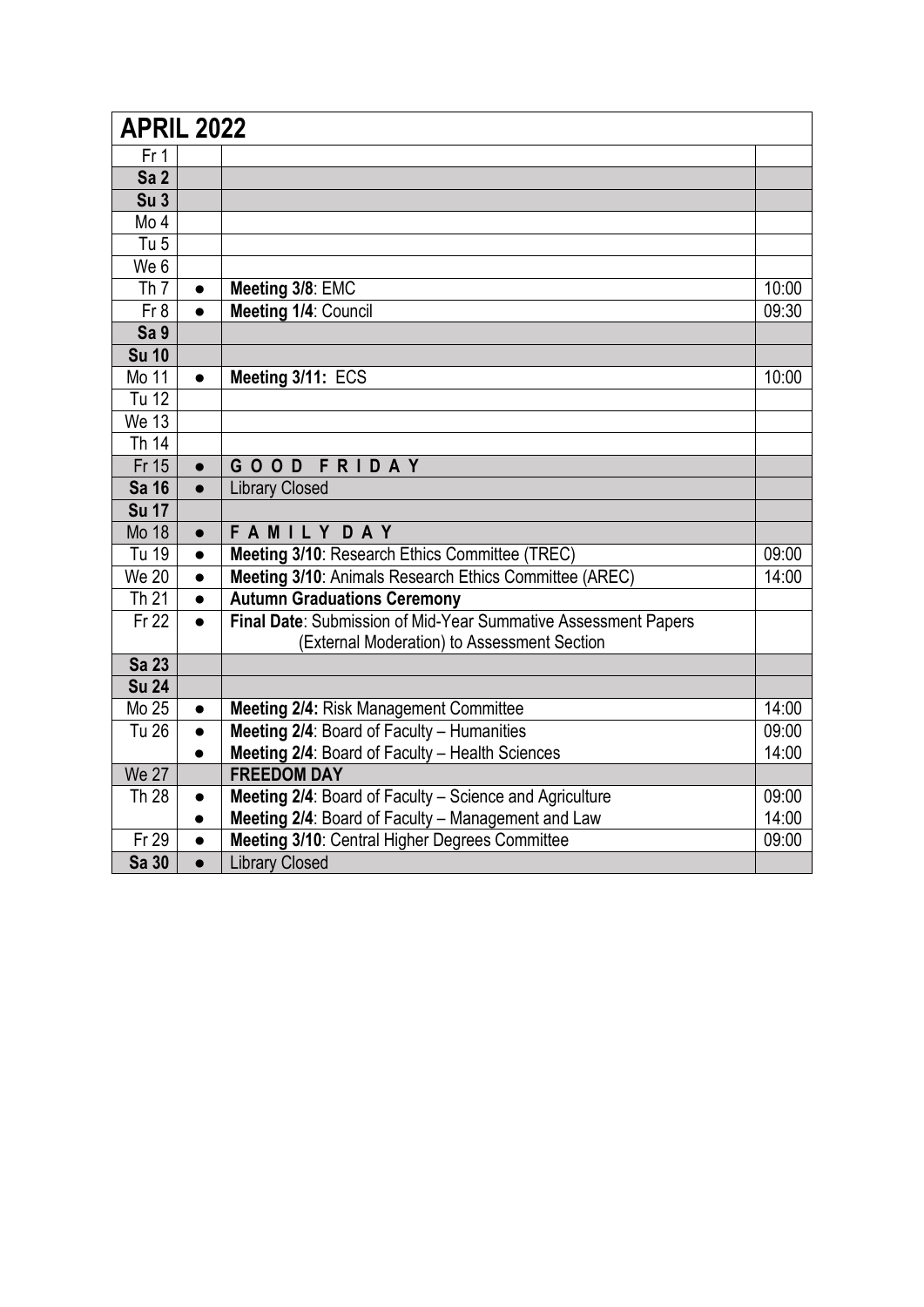| APRIL 2022 | | | |
|---|---|---|---|
| Fr 1 | | | |
| **Sa 2** | | | |
| **Su 3** | | | |
| Mo 4 | | | |
| Tu 5 | | | |
| We 6 | | | |
| Th 7 | ● | **Meeting 3/8**: EMC | 10:00 |
| Fr 8 | ● | **Meeting 1/4**: Council | 09:30 |
| **Sa 9** | | | |
| **Su 10** | | | |
| Mo 11 | ● | **Meeting 3/11:** ECS | 10:00 |
| Tu 12 | | | |
| We 13 | | | |
| Th 14 | | | |
| Fr 15 | ● | **G O O D F R I D A Y** | |
| **Sa 16** | ● | Library Closed | |
| **Su 17** | | | |
| Mo 18 | ● | **F A M I L Y D A Y** | |
| Tu 19 | ● | **Meeting 3/10**: Research Ethics Committee (TREC) | 09:00 |
| We 20 | ● | **Meeting 3/10**: Animals Research Ethics Committee (AREC) | 14:00 |
| Th 21 | ● | **Autumn Graduations Ceremony** | |
| Fr 22 | ● | **Final Date**: Submission of Mid-Year Summative Assessment Papers (External Moderation) to Assessment Section | |
| **Sa 23** | | | |
| **Su 24** | | | |
| Mo 25 | ● | **Meeting 2/4:** Risk Management Committee | 14:00 |
| Tu 26 | ● | **Meeting 2/4**: Board of Faculty – Humanities | 09:00 |
| | ● | **Meeting 2/4**: Board of Faculty – Health Sciences | 14:00 |
| We 27 | | **FREEDOM DAY** | |
| Th 28 | ● | **Meeting 2/4**: Board of Faculty – Science and Agriculture | 09:00 |
| | ● | **Meeting 2/4**: Board of Faculty – Management and Law | 14:00 |
| Fr 29 | ● | **Meeting 3/10**: Central Higher Degrees Committee | 09:00 |
| **Sa 30** | ● | Library Closed | |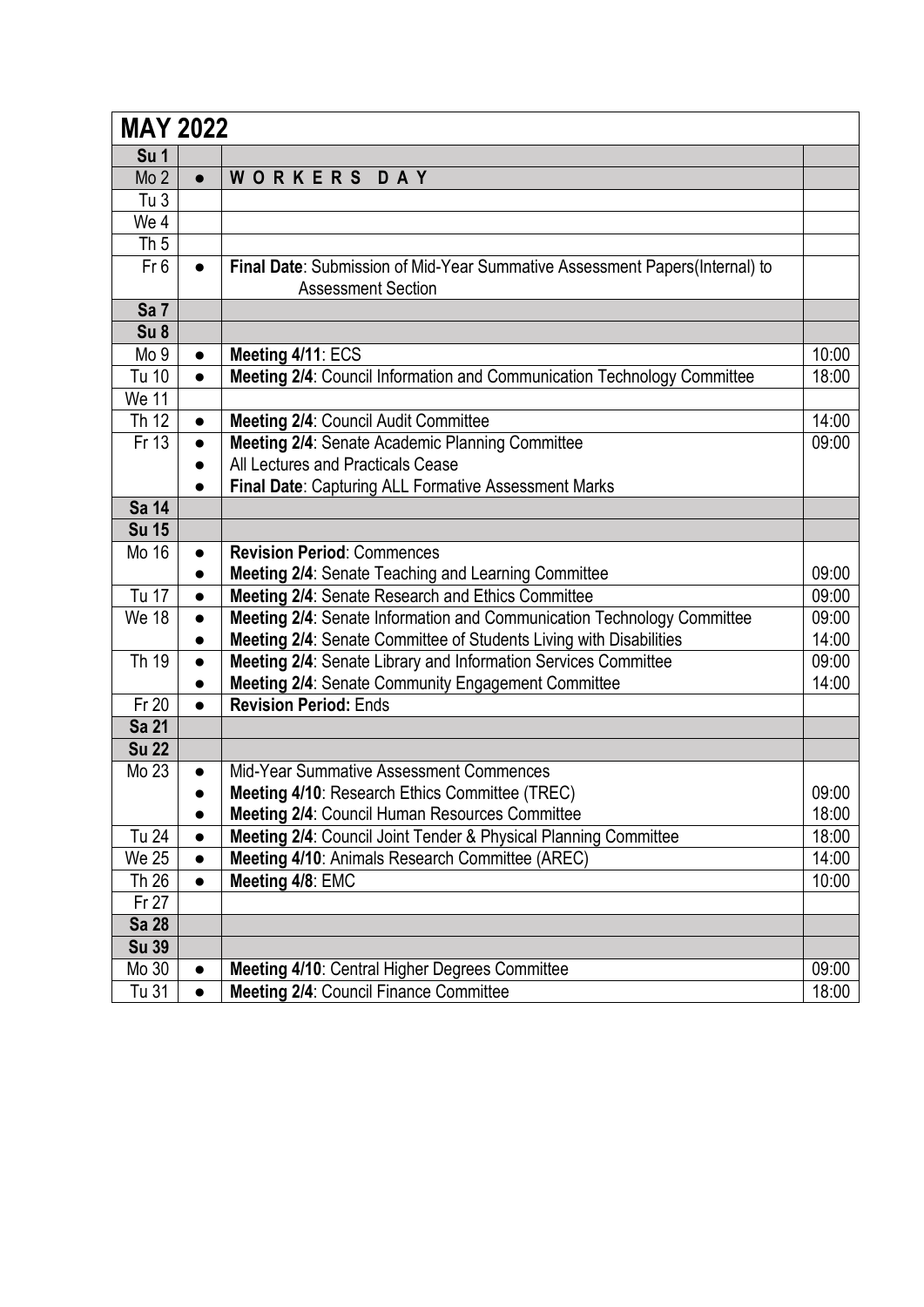## MAY 2022

| Day | | Event | Time |
|---|---|---|---|
| **Su 1** | | | |
| Mo 2 | ● | **W O R K E R S  D A Y** | |
| Tu 3 | | | |
| We 4 | | | |
| Th 5 | | | |
| Fr 6 | ● | **Final Date**: Submission of Mid-Year Summative Assessment Papers(Internal) to Assessment Section | |
| **Sa 7** | | | |
| **Su 8** | | | |
| Mo 9 | ● | **Meeting 4/11**: ECS | 10:00 |
| Tu 10 | ● | **Meeting 2/4**: Council Information and Communication Technology Committee | 18:00 |
| We 11 | | | |
| Th 12 | ● | **Meeting 2/4**: Council Audit Committee | 14:00 |
| Fr 13 | ● | **Meeting 2/4**: Senate Academic Planning Committee | 09:00 |
| | ● | All Lectures and Practicals Cease | |
| | ● | **Final Date**: Capturing ALL Formative Assessment Marks | |
| **Sa 14** | | | |
| **Su 15** | | | |
| Mo 16 | ● | **Revision Period**: Commences | |
| | ● | **Meeting 2/4**: Senate Teaching and Learning Committee | 09:00 |
| Tu 17 | ● | **Meeting 2/4**: Senate Research and Ethics Committee | 09:00 |
| We 18 | ● | **Meeting 2/4**: Senate Information and Communication Technology Committee | 09:00 |
| | ● | **Meeting 2/4**: Senate Committee of Students Living with Disabilities | 14:00 |
| Th 19 | ● | **Meeting 2/4**: Senate Library and Information Services Committee | 09:00 |
| | ● | **Meeting 2/4**: Senate Community Engagement Committee | 14:00 |
| Fr 20 | ● | **Revision Period:** Ends | |
| **Sa 21** | | | |
| **Su 22** | | | |
| Mo 23 | ● | Mid-Year Summative Assessment Commences | |
| | ● | **Meeting 4/10**: Research Ethics Committee (TREC) | 09:00 |
| | ● | **Meeting 2/4**: Council Human Resources Committee | 18:00 |
| Tu 24 | ● | **Meeting 2/4**: Council Joint Tender & Physical Planning Committee | 18:00 |
| We 25 | ● | **Meeting 4/10**: Animals Research Committee (AREC) | 14:00 |
| Th 26 | ● | **Meeting 4/8**: EMC | 10:00 |
| Fr 27 | | | |
| **Sa 28** | | | |
| **Su 39** | | | |
| Mo 30 | ● | **Meeting 4/10**: Central Higher Degrees Committee | 09:00 |
| Tu 31 | ● | **Meeting 2/4**: Council Finance Committee | 18:00 |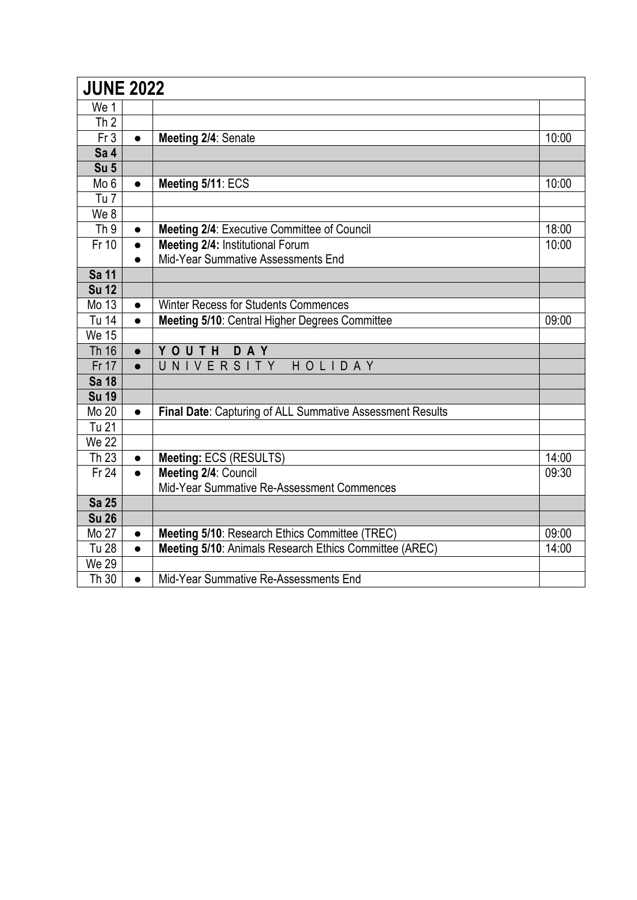| **JUNE 2022** | | | |
|---|---|---|---|
| We 1 | | | |
| Th 2 | | | |
| Fr 3 | ● | **Meeting 2/4**: Senate | 10:00 |
| **Sa 4** | | | |
| **Su 5** | | | |
| Mo 6 | ● | **Meeting 5/11**: ECS | 10:00 |
| Tu 7 | | | |
| We 8 | | | |
| Th 9 | ● | **Meeting 2/4**: Executive Committee of Council | 18:00 |
| Fr 10 | ● | **Meeting 2/4:** Institutional Forum | 10:00 |
| | ● | Mid-Year Summative Assessments End | |
| **Sa 11** | | | |
| **Su 12** | | | |
| Mo 13 | ● | Winter Recess for Students Commences | |
| Tu 14 | ● | **Meeting 5/10**: Central Higher Degrees Committee | 09:00 |
| We 15 | | | |
| Th 16 | ● | **YOUTH DAY** | |
| Fr 17 | ● | UNIVERSITY HOLIDAY | |
| **Sa 18** | | | |
| **Su 19** | | | |
| Mo 20 | ● | **Final Date**: Capturing of ALL Summative Assessment Results | |
| Tu 21 | | | |
| We 22 | | | |
| Th 23 | ● | **Meeting:** ECS (RESULTS) | 14:00 |
| Fr 24 | ● | **Meeting 2/4**: Council<br>Mid-Year Summative Re-Assessment Commences | 09:30 |
| **Sa 25** | | | |
| **Su 26** | | | |
| Mo 27 | ● | **Meeting 5/10**: Research Ethics Committee (TREC) | 09:00 |
| Tu 28 | ● | **Meeting 5/10**: Animals Research Ethics Committee (AREC) | 14:00 |
| We 29 | | | |
| Th 30 | ● | Mid-Year Summative Re-Assessments End | |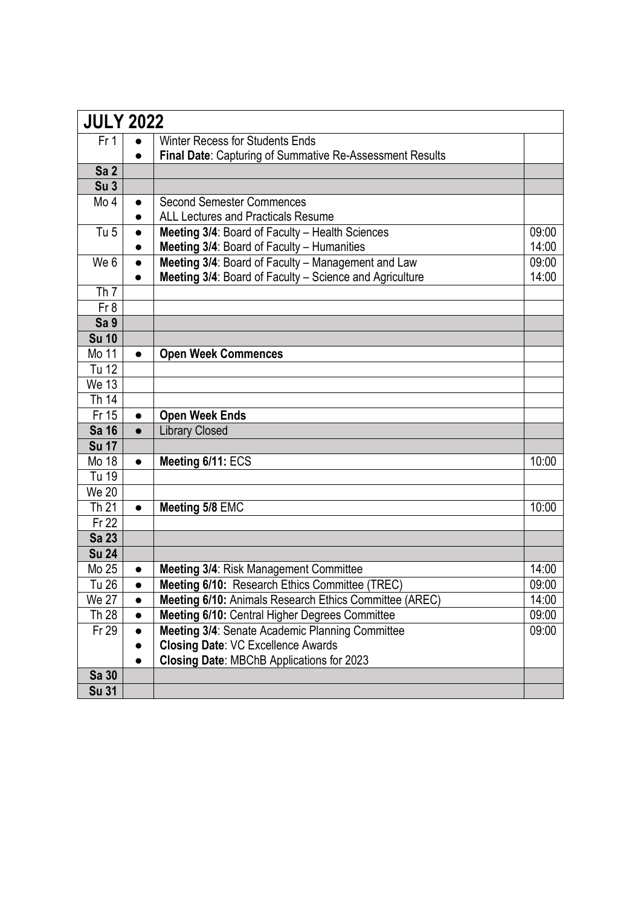| JULY 2022 | | | |
|---|---|---|---|
| Fr 1 | ● | Winter Recess for Students Ends | |
| | ● | **Final Date**: Capturing of Summative Re-Assessment Results | |
| **Sa 2** | | | |
| **Su 3** | | | |
| Mo 4 | ● | Second Semester Commences | |
| | ● | ALL Lectures and Practicals Resume | |
| Tu 5 | ● | **Meeting 3/4**: Board of Faculty – Health Sciences | 09:00 |
| | ● | **Meeting 3/4**: Board of Faculty – Humanities | 14:00 |
| We 6 | ● | **Meeting 3/4**: Board of Faculty – Management and Law | 09:00 |
| | ● | **Meeting 3/4**: Board of Faculty – Science and Agriculture | 14:00 |
| Th 7 | | | |
| Fr 8 | | | |
| **Sa 9** | | | |
| **Su 10** | | | |
| Mo 11 | ● | **Open Week Commences** | |
| Tu 12 | | | |
| We 13 | | | |
| Th 14 | | | |
| Fr 15 | ● | **Open Week Ends** | |
| **Sa 16** | ● | Library Closed | |
| **Su 17** | | | |
| Mo 18 | ● | **Meeting 6/11:** ECS | 10:00 |
| Tu 19 | | | |
| We 20 | | | |
| Th 21 | ● | **Meeting 5/8** EMC | 10:00 |
| Fr 22 | | | |
| **Sa 23** | | | |
| **Su 24** | | | |
| Mo 25 | ● | **Meeting 3/4**: Risk Management Committee | 14:00 |
| Tu 26 | ● | **Meeting 6/10:** Research Ethics Committee (TREC) | 09:00 |
| We 27 | ● | **Meeting 6/10:** Animals Research Ethics Committee (AREC) | 14:00 |
| Th 28 | ● | **Meeting 6/10:** Central Higher Degrees Committee | 09:00 |
| Fr 29 | ● | **Meeting 3/4**: Senate Academic Planning Committee | 09:00 |
| | ● | **Closing Date**: VC Excellence Awards | |
| | ● | **Closing Date**: MBChB Applications for 2023 | |
| **Sa 30** | | | |
| **Su 31** | | | |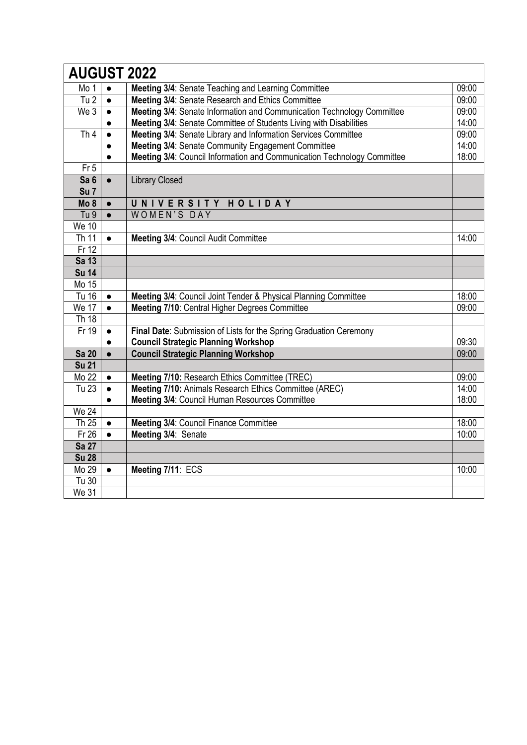| AUGUST 2022 | | | |
|---|---|---|---|
| Mo 1 | ● | **Meeting 3/4**: Senate Teaching and Learning Committee | 09:00 |
| Tu 2 | ● | **Meeting 3/4**: Senate Research and Ethics Committee | 09:00 |
| We 3 | ● | **Meeting 3/4**: Senate Information and Communication Technology Committee | 09:00 |
| | ● | **Meeting 3/4**: Senate Committee of Students Living with Disabilities | 14:00 |
| Th 4 | ● | **Meeting 3/4**: Senate Library and Information Services Committee | 09:00 |
| | ● | **Meeting 3/4**: Senate Community Engagement Committee | 14:00 |
| | ● | **Meeting 3/4**: Council Information and Communication Technology Committee | 18:00 |
| Fr 5 | | | |
| **Sa 6** | ● | Library Closed | |
| **Su 7** | | | |
| **Mo 8** | ● | **U N I V E R S I T Y   H O L I D A Y** | |
| Tu 9 | ● | W O M E N ' S   D A Y | |
| We 10 | | | |
| Th 11 | ● | **Meeting 3/4**: Council Audit Committee | 14:00 |
| Fr 12 | | | |
| **Sa 13** | | | |
| **Su 14** | | | |
| Mo 15 | | | |
| Tu 16 | ● | **Meeting 3/4**: Council Joint Tender & Physical Planning Committee | 18:00 |
| We 17 | ● | **Meeting 7/10**: Central Higher Degrees Committee | 09:00 |
| Th 18 | | | |
| Fr 19 | ● | **Final Date**: Submission of Lists for the Spring Graduation Ceremony | |
| | ● | **Council Strategic Planning Workshop** | 09:30 |
| **Sa 20** | ● | **Council Strategic Planning Workshop** | 09:00 |
| **Su 21** | | | |
| Mo 22 | ● | **Meeting 7/10:** Research Ethics Committee (TREC) | 09:00 |
| Tu 23 | ● | **Meeting 7/10:** Animals Research Ethics Committee (AREC) | 14:00 |
| | ● | **Meeting 3/4**: Council Human Resources Committee | 18:00 |
| We 24 | | | |
| Th 25 | ● | **Meeting 3/4**: Council Finance Committee | 18:00 |
| Fr 26 | ● | **Meeting 3/4**: Senate | 10:00 |
| **Sa 27** | | | |
| **Su 28** | | | |
| Mo 29 | ● | **Meeting 7/11**: ECS | 10:00 |
| Tu 30 | | | |
| We 31 | | | |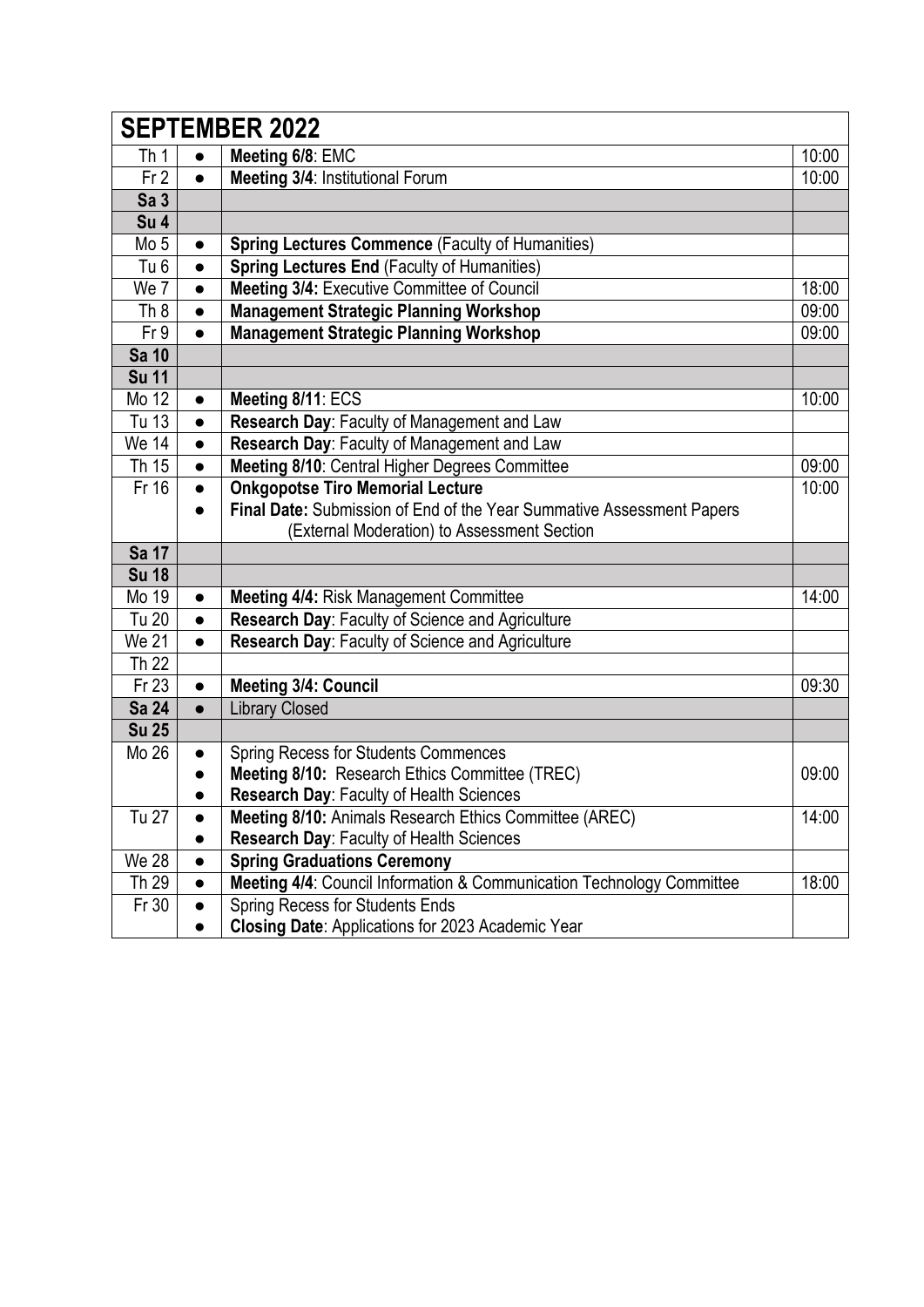| SEPTEMBER 2022 | | | |
|---|---|---|---|
| Th 1 | ● | **Meeting 6/8**: EMC | 10:00 |
| Fr 2 | ● | **Meeting 3/4**: Institutional Forum | 10:00 |
| **Sa 3** | | | |
| **Su 4** | | | |
| Mo 5 | ● | **Spring Lectures Commence** (Faculty of Humanities) | |
| Tu 6 | ● | **Spring Lectures End** (Faculty of Humanities) | |
| We 7 | ● | **Meeting 3/4:** Executive Committee of Council | 18:00 |
| Th 8 | ● | **Management Strategic Planning Workshop** | 09:00 |
| Fr 9 | ● | **Management Strategic Planning Workshop** | 09:00 |
| **Sa 10** | | | |
| **Su 11** | | | |
| Mo 12 | ● | **Meeting 8/11**: ECS | 10:00 |
| Tu 13 | ● | **Research Day**: Faculty of Management and Law | |
| We 14 | ● | **Research Day**: Faculty of Management and Law | |
| Th 15 | ● | **Meeting 8/10**: Central Higher Degrees Committee | 09:00 |
| Fr 16 | ● ● | **Onkgopotse Tiro Memorial Lecture** **Final Date:** Submission of End of the Year Summative Assessment Papers (External Moderation) to Assessment Section | 10:00 |
| **Sa 17** | | | |
| **Su 18** | | | |
| Mo 19 | ● | **Meeting 4/4:** Risk Management Committee | 14:00 |
| Tu 20 | ● | **Research Day**: Faculty of Science and Agriculture | |
| We 21 | ● | **Research Day**: Faculty of Science and Agriculture | |
| Th 22 | | | |
| Fr 23 | ● | **Meeting 3/4: Council** | 09:30 |
| **Sa 24** | ● | Library Closed | |
| **Su 25** | | | |
| Mo 26 | ● ● ● | Spring Recess for Students Commences **Meeting 8/10:** Research Ethics Committee (TREC) **Research Day**: Faculty of Health Sciences | 09:00 |
| Tu 27 | ● ● | **Meeting 8/10:** Animals Research Ethics Committee (AREC) **Research Day**: Faculty of Health Sciences | 14:00 |
| We 28 | ● | **Spring Graduations Ceremony** | |
| Th 29 | ● | **Meeting 4/4**: Council Information & Communication Technology Committee | 18:00 |
| Fr 30 | ● ● | Spring Recess for Students Ends **Closing Date**: Applications for 2023 Academic Year | |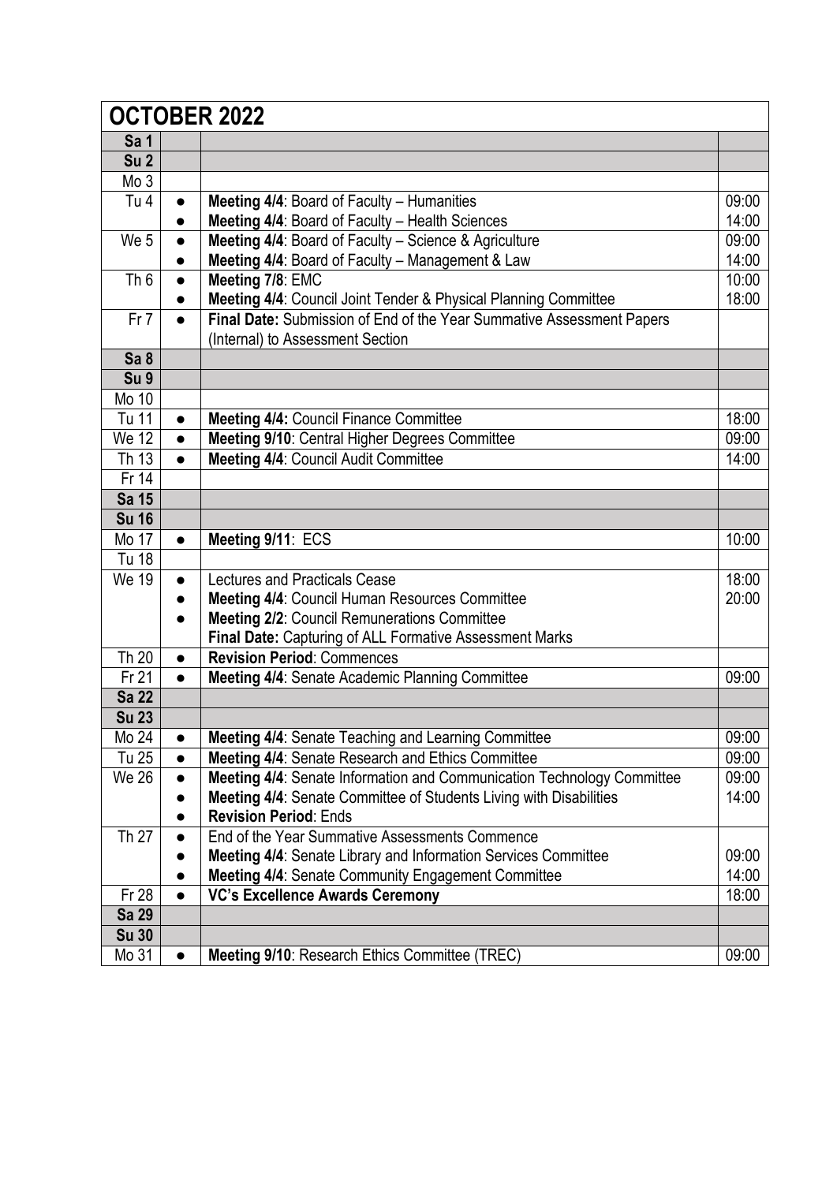| OCTOBER 2022 | | | |
|---|---|---|---|
| **Sa 1** | | | |
| **Su 2** | | | |
| Mo 3 | | | |
| Tu 4 | ● | **Meeting 4/4**: Board of Faculty – Humanities | 09:00 |
| | ● | **Meeting 4/4**: Board of Faculty – Health Sciences | 14:00 |
| We 5 | ● | **Meeting 4/4**: Board of Faculty – Science & Agriculture | 09:00 |
| | ● | **Meeting 4/4**: Board of Faculty – Management & Law | 14:00 |
| Th 6 | ● | **Meeting 7/8**: EMC | 10:00 |
| | ● | **Meeting 4/4**: Council Joint Tender & Physical Planning Committee | 18:00 |
| Fr 7 | ● | **Final Date:** Submission of End of the Year Summative Assessment Papers (Internal) to Assessment Section | |
| **Sa 8** | | | |
| **Su 9** | | | |
| Mo 10 | | | |
| Tu 11 | ● | **Meeting 4/4:** Council Finance Committee | 18:00 |
| We 12 | ● | **Meeting 9/10**: Central Higher Degrees Committee | 09:00 |
| Th 13 | ● | **Meeting 4/4**: Council Audit Committee | 14:00 |
| Fr 14 | | | |
| **Sa 15** | | | |
| **Su 16** | | | |
| Mo 17 | ● | **Meeting 9/11**: ECS | 10:00 |
| Tu 18 | | | |
| We 19 | ● | Lectures and Practicals Cease | 18:00 |
| | ● | **Meeting 4/4**: Council Human Resources Committee | 20:00 |
| | ● | **Meeting 2/2**: Council Remunerations Committee | |
| | | **Final Date:** Capturing of ALL Formative Assessment Marks | |
| Th 20 | ● | **Revision Period**: Commences | |
| Fr 21 | ● | **Meeting 4/4**: Senate Academic Planning Committee | 09:00 |
| **Sa 22** | | | |
| **Su 23** | | | |
| Mo 24 | ● | **Meeting 4/4**: Senate Teaching and Learning Committee | 09:00 |
| Tu 25 | ● | **Meeting 4/4**: Senate Research and Ethics Committee | 09:00 |
| We 26 | ● | **Meeting 4/4**: Senate Information and Communication Technology Committee | 09:00 |
| | ● | **Meeting 4/4**: Senate Committee of Students Living with Disabilities | 14:00 |
| | ● | **Revision Period**: Ends | |
| Th 27 | ● | End of the Year Summative Assessments Commence | |
| | ● | **Meeting 4/4**: Senate Library and Information Services Committee | 09:00 |
| | ● | **Meeting 4/4**: Senate Community Engagement Committee | 14:00 |
| Fr 28 | ● | **VC's Excellence Awards Ceremony** | 18:00 |
| **Sa 29** | | | |
| **Su 30** | | | |
| Mo 31 | ● | **Meeting 9/10**: Research Ethics Committee (TREC) | 09:00 |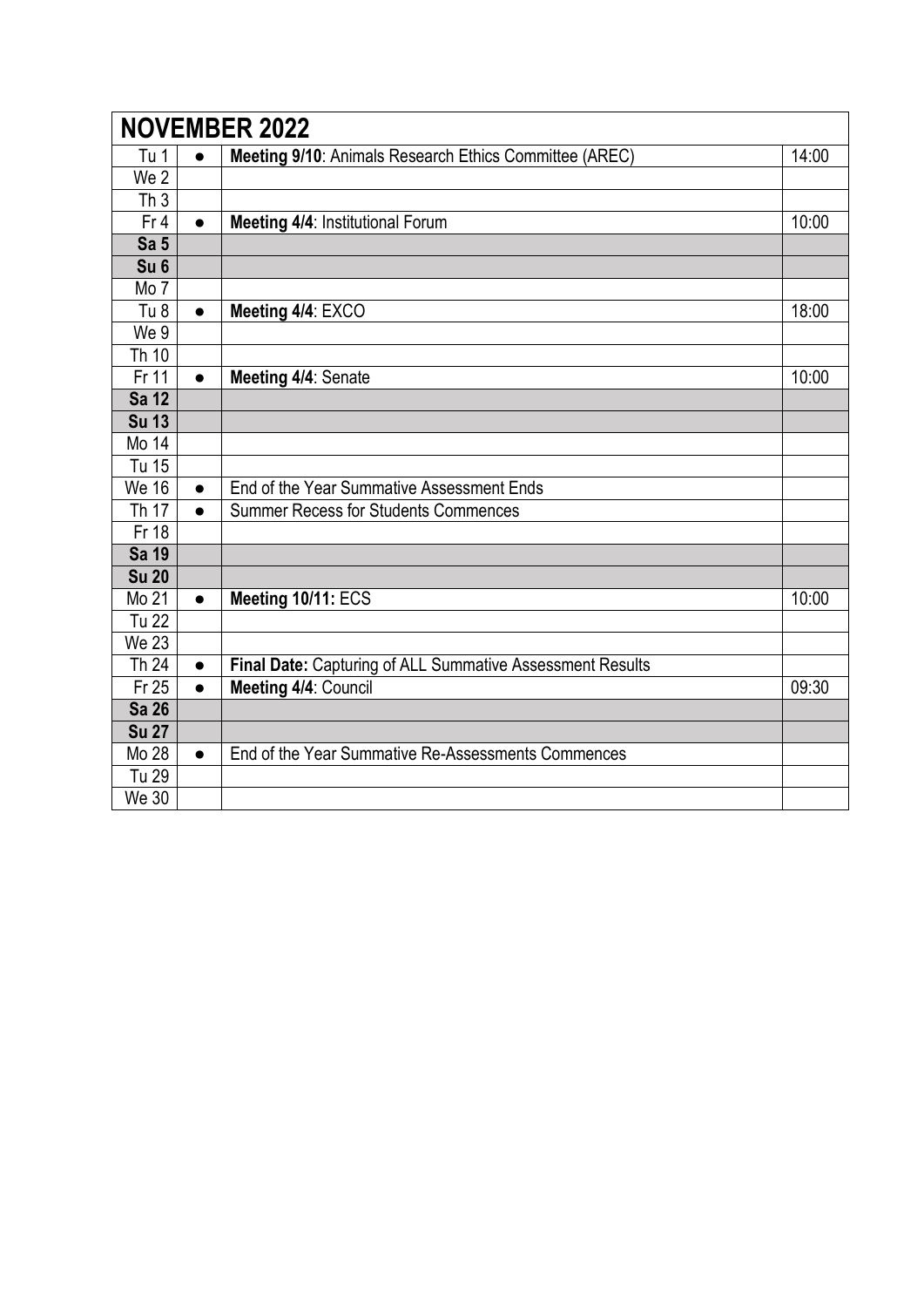| NOVEMBER 2022 | | | |
|---|---|---|---|
| Tu 1 | ● | **Meeting 9/10**: Animals Research Ethics Committee (AREC) | 14:00 |
| We 2 | | | |
| Th 3 | | | |
| Fr 4 | ● | **Meeting 4/4**: Institutional Forum | 10:00 |
| **Sa 5** | | | |
| **Su 6** | | | |
| Mo 7 | | | |
| Tu 8 | ● | **Meeting 4/4**: EXCO | 18:00 |
| We 9 | | | |
| Th 10 | | | |
| Fr 11 | ● | **Meeting 4/4**: Senate | 10:00 |
| **Sa 12** | | | |
| **Su 13** | | | |
| Mo 14 | | | |
| Tu 15 | | | |
| We 16 | ● | End of the Year Summative Assessment Ends | |
| Th 17 | ● | Summer Recess for Students Commences | |
| Fr 18 | | | |
| **Sa 19** | | | |
| **Su 20** | | | |
| Mo 21 | ● | **Meeting 10/11:** ECS | 10:00 |
| Tu 22 | | | |
| We 23 | | | |
| Th 24 | ● | **Final Date:** Capturing of ALL Summative Assessment Results | |
| Fr 25 | ● | **Meeting 4/4**: Council | 09:30 |
| **Sa 26** | | | |
| **Su 27** | | | |
| Mo 28 | ● | End of the Year Summative Re-Assessments Commences | |
| Tu 29 | | | |
| We 30 | | | |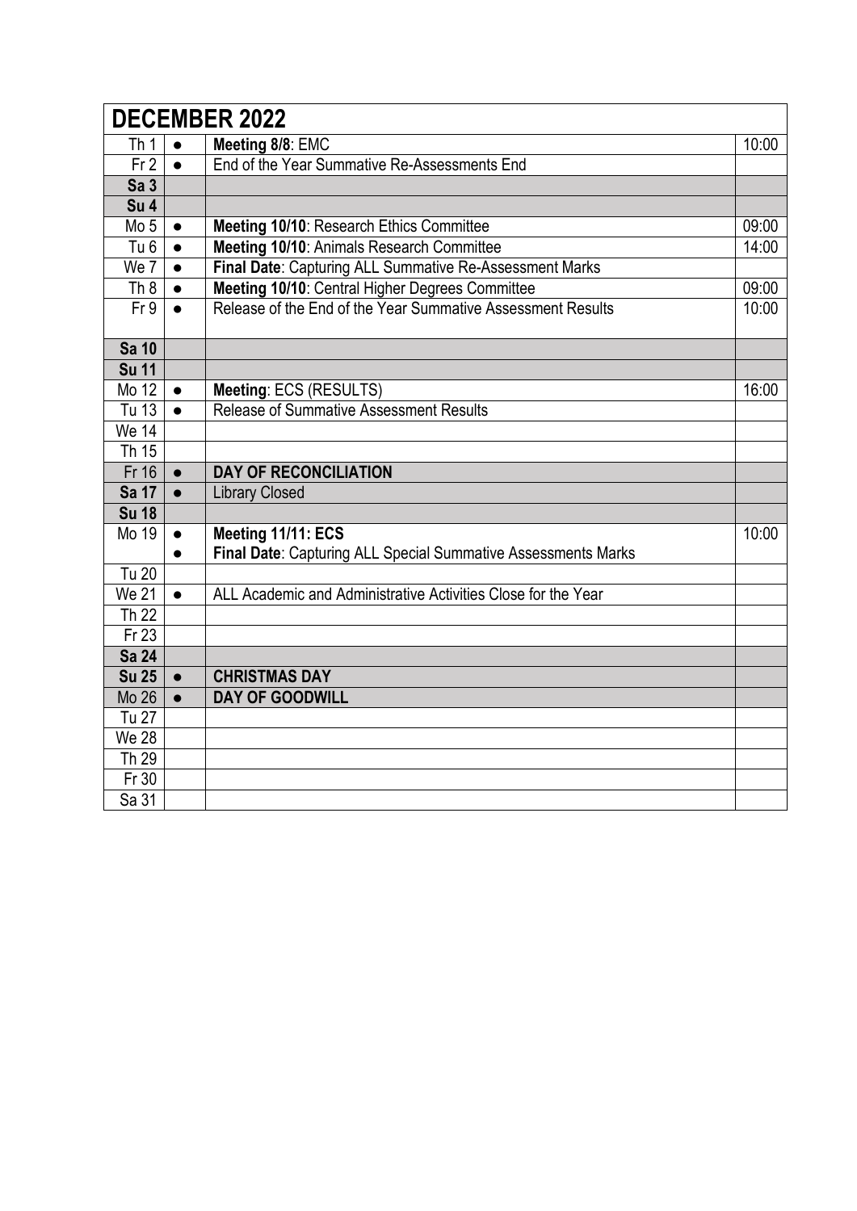| DECEMBER 2022 | | | |
|---|---|---|---|
| Th 1 | ● | **Meeting 8/8**: EMC | 10:00 |
| Fr 2 | ● | End of the Year Summative Re-Assessments End | |
| **Sa 3** | | | |
| **Su 4** | | | |
| Mo 5 | ● | **Meeting 10/10**: Research Ethics Committee | 09:00 |
| Tu 6 | ● | **Meeting 10/10**: Animals Research Committee | 14:00 |
| We 7 | ● | **Final Date**: Capturing ALL Summative Re-Assessment Marks | |
| Th 8 | ● | **Meeting 10/10**: Central Higher Degrees Committee | 09:00 |
| Fr 9 | ● | Release of the End of the Year Summative Assessment Results | 10:00 |
| **Sa 10** | | | |
| **Su 11** | | | |
| Mo 12 | ● | **Meeting**: ECS (RESULTS) | 16:00 |
| Tu 13 | ● | Release of Summative Assessment Results | |
| We 14 | | | |
| Th 15 | | | |
| Fr 16 | ● | **DAY OF RECONCILIATION** | |
| **Sa 17** | ● | Library Closed | |
| **Su 18** | | | |
| Mo 19 | ● ● | **Meeting 11/11: ECS** **Final Date**: Capturing ALL Special Summative Assessments Marks | 10:00 |
| Tu 20 | | | |
| We 21 | ● | ALL Academic and Administrative Activities Close for the Year | |
| Th 22 | | | |
| Fr 23 | | | |
| **Sa 24** | | | |
| **Su 25** | ● | **CHRISTMAS DAY** | |
| Mo 26 | ● | **DAY OF GOODWILL** | |
| Tu 27 | | | |
| We 28 | | | |
| Th 29 | | | |
| Fr 30 | | | |
| Sa 31 | | | |